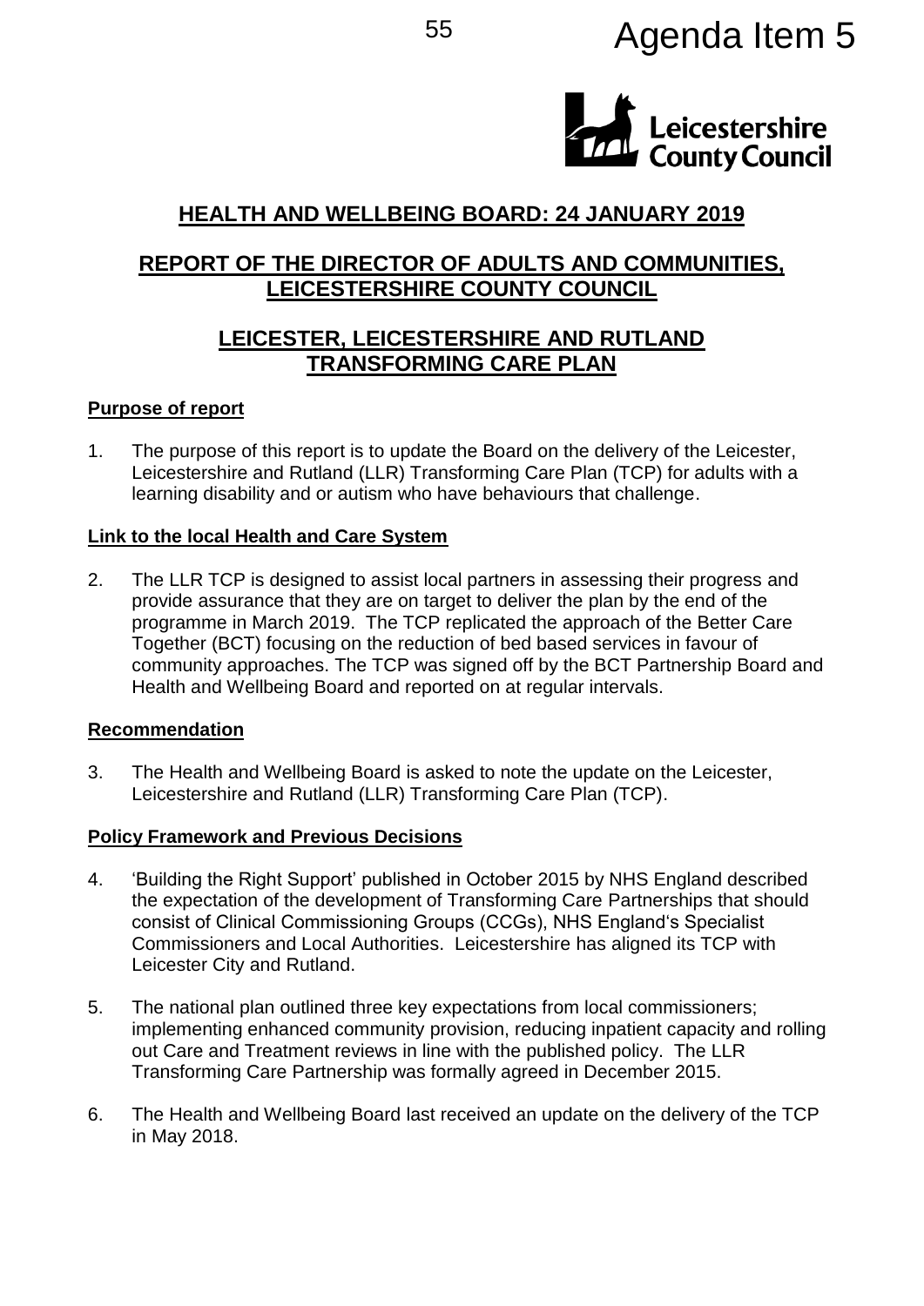Agenda Item 5

Leicestershire County Council

# HEALTH AND WELLBEING BOARD: 24 JANUARY 2019

## REPORT OF THE DIRECTOR OF ADULTS AND COMMUNITIES, LEICESTERSHIRE COUNTY COUNCIL

## LEICESTER, LEICESTERSHIRE AND RUTLAND TRANSFORMING CARE PLAN

### Purpose of report

1. The purpose of this report is to update the Board on the delivery of the Leicester, Leicestershire and Rutland (LLR) Transforming Care Plan (TCP) for adults with a learning disability and or autism who have behaviours that challenge.

### Link to the local Health and Care System

2. The LLR TCP is designed to assist local partners in assessing their progress and provide assurance that they are on target to deliver the plan by the end of the programme in March 2019. The TCP replicated the approach of the Better Care Together (BCT) focusing on the reduction of bed based services in favour of community approaches. The TCP was signed off by the BCT Partnership Board and Health and Wellbeing Board and reported on at regular intervals.

### Recommendation

3. The Health and Wellbeing Board is asked to note the update on the Leicester, Leicestershire and Rutland (LLR) Transforming Care Plan (TCP).

### Policy Framework and Previous Decisions

4. 'Building the Right Support' published in October 2015 by NHS England described the expectation of the development of Transforming Care Partnerships that should consist of Clinical Commissioning Groups (CCGs), NHS England's Specialist Commissioners and Local Authorities. Leicestershire has aligned its TCP with Leicester City and Rutland.

5. The national plan outlined three key expectations from local commissioners; implementing enhanced community provision, reducing inpatient capacity and rolling out Care and Treatment reviews in line with the published policy. The LLR Transforming Care Partnership was formally agreed in December 2015.

6. The Health and Wellbeing Board last received an update on the delivery of the TCP in May 2018.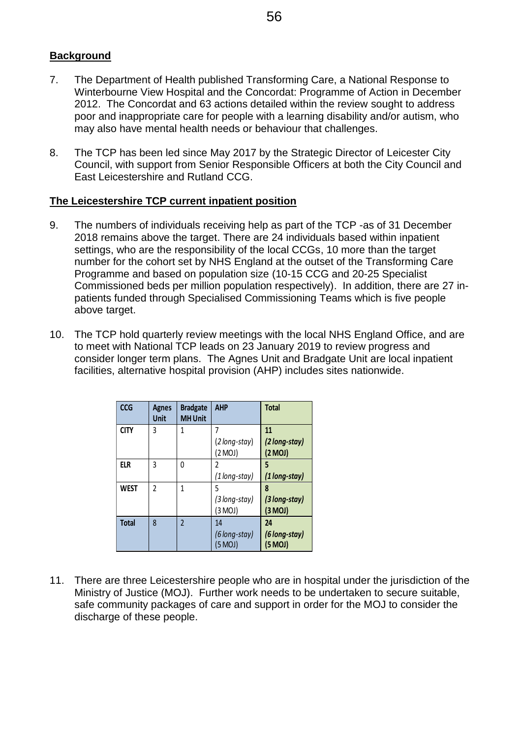## Background

7. The Department of Health published Transforming Care, a National Response to Winterbourne View Hospital and the Concordat: Programme of Action in December 2012. The Concordat and 63 actions detailed within the review sought to address poor and inappropriate care for people with a learning disability and/or autism, who may also have mental health needs or behaviour that challenges.

8. The TCP has been led since May 2017 by the Strategic Director of Leicester City Council, with support from Senior Responsible Officers at both the City Council and East Leicestershire and Rutland CCG.

## The Leicestershire TCP current inpatient position

9. The numbers of individuals receiving help as part of the TCP -as of 31 December 2018 remains above the target. There are 24 individuals based within inpatient settings, who are the responsibility of the local CCGs, 10 more than the target number for the cohort set by NHS England at the outset of the Transforming Care Programme and based on population size (10-15 CCG and 20-25 Specialist Commissioned beds per million population respectively). In addition, there are 27 in-patients funded through Specialised Commissioning Teams which is five people above target.

10. The TCP hold quarterly review meetings with the local NHS England Office, and are to meet with National TCP leads on 23 January 2019 to review progress and consider longer term plans. The Agnes Unit and Bradgate Unit are local inpatient facilities, alternative hospital provision (AHP) includes sites nationwide.

| CCG | Agnes Unit | Bradgate MH Unit | AHP | Total |
|---|---|---|---|---|
| **CITY** | 3 | 1 | 7 *(2 long-stay)* (2 MOJ) | **11** ***(2 long-stay)*** **(2 MOJ)** |
| **ELR** | 3 | 0 | 2 *(1 long-stay)* | **5** ***(1 long-stay)*** |
| **WEST** | 2 | 1 | 5 *(3 long-stay)* (3 MOJ) | **8** ***(3 long-stay)*** **(3 MOJ)** |
| **Total** | 8 | 2 | 14 *(6 long-stay)* (5 MOJ) | **24** ***(6 long-stay)*** **(5 MOJ)** |

11. There are three Leicestershire people who are in hospital under the jurisdiction of the Ministry of Justice (MOJ). Further work needs to be undertaken to secure suitable, safe community packages of care and support in order for the MOJ to consider the discharge of these people.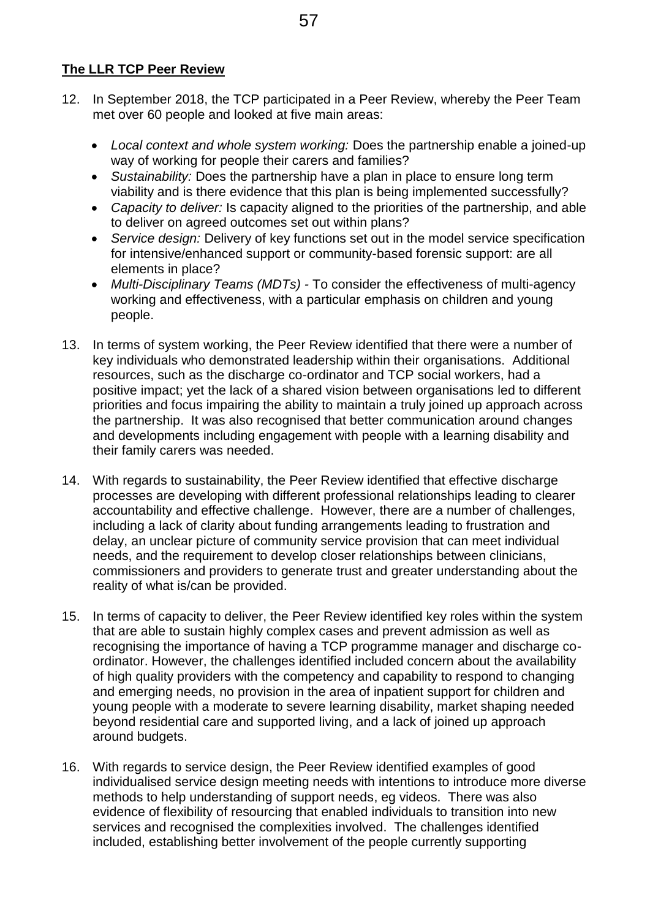**The LLR TCP Peer Review**

12. In September 2018, the TCP participated in a Peer Review, whereby the Peer Team met over 60 people and looked at five main areas:

    - *Local context and whole system working:* Does the partnership enable a joined-up way of working for people their carers and families?
    - *Sustainability:* Does the partnership have a plan in place to ensure long term viability and is there evidence that this plan is being implemented successfully?
    - *Capacity to deliver:* Is capacity aligned to the priorities of the partnership, and able to deliver on agreed outcomes set out within plans?
    - *Service design:* Delivery of key functions set out in the model service specification for intensive/enhanced support or community-based forensic support: are all elements in place?
    - *Multi-Disciplinary Teams (MDTs)* - To consider the effectiveness of multi-agency working and effectiveness, with a particular emphasis on children and young people.

13. In terms of system working, the Peer Review identified that there were a number of key individuals who demonstrated leadership within their organisations. Additional resources, such as the discharge co-ordinator and TCP social workers, had a positive impact; yet the lack of a shared vision between organisations led to different priorities and focus impairing the ability to maintain a truly joined up approach across the partnership. It was also recognised that better communication around changes and developments including engagement with people with a learning disability and their family carers was needed.

14. With regards to sustainability, the Peer Review identified that effective discharge processes are developing with different professional relationships leading to clearer accountability and effective challenge. However, there are a number of challenges, including a lack of clarity about funding arrangements leading to frustration and delay, an unclear picture of community service provision that can meet individual needs, and the requirement to develop closer relationships between clinicians, commissioners and providers to generate trust and greater understanding about the reality of what is/can be provided.

15. In terms of capacity to deliver, the Peer Review identified key roles within the system that are able to sustain highly complex cases and prevent admission as well as recognising the importance of having a TCP programme manager and discharge co-ordinator. However, the challenges identified included concern about the availability of high quality providers with the competency and capability to respond to changing and emerging needs, no provision in the area of inpatient support for children and young people with a moderate to severe learning disability, market shaping needed beyond residential care and supported living, and a lack of joined up approach around budgets.

16. With regards to service design, the Peer Review identified examples of good individualised service design meeting needs with intentions to introduce more diverse methods to help understanding of support needs, eg videos. There was also evidence of flexibility of resourcing that enabled individuals to transition into new services and recognised the complexities involved. The challenges identified included, establishing better involvement of the people currently supporting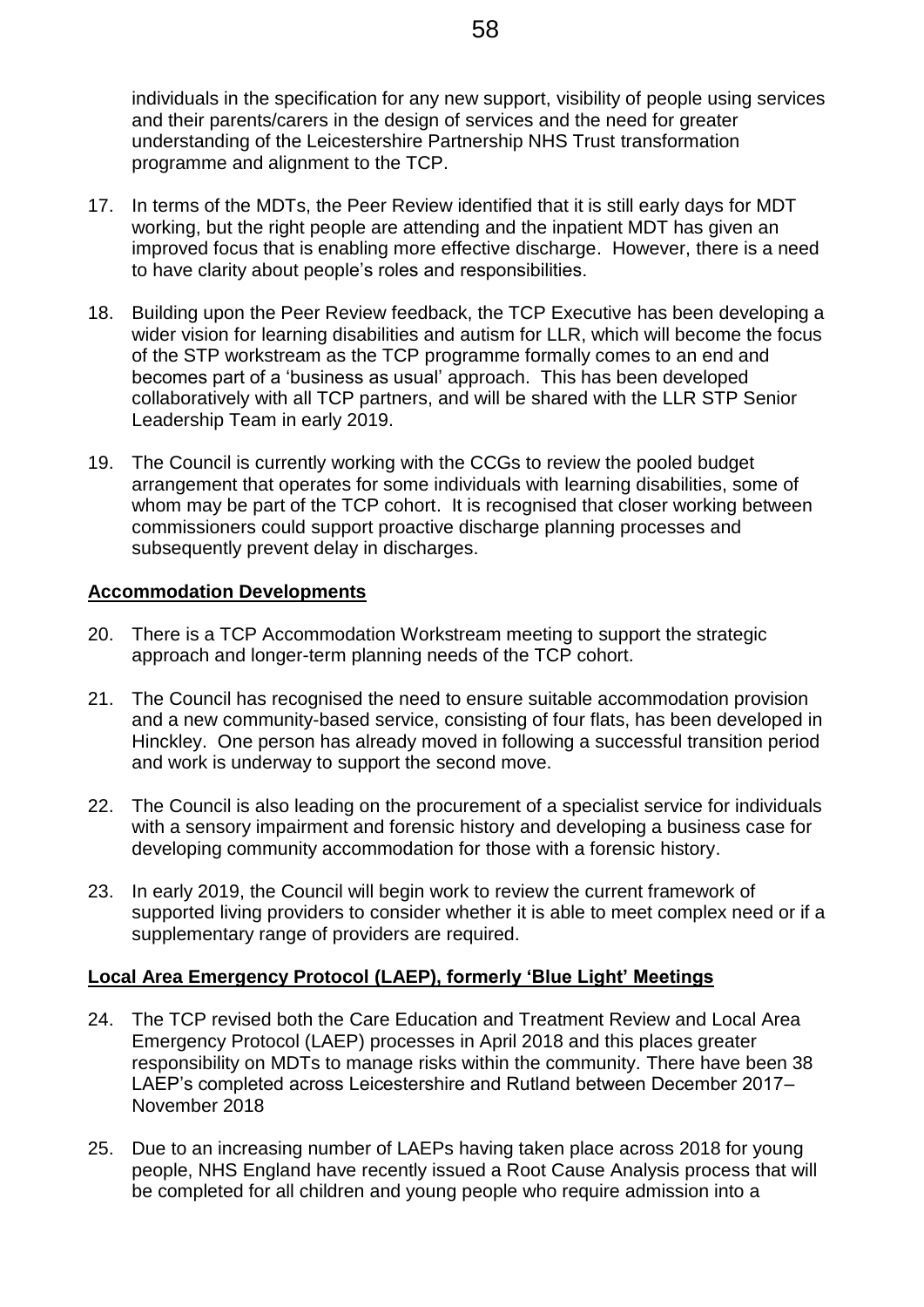individuals in the specification for any new support, visibility of people using services and their parents/carers in the design of services and the need for greater understanding of the Leicestershire Partnership NHS Trust transformation programme and alignment to the TCP.

17. In terms of the MDTs, the Peer Review identified that it is still early days for MDT working, but the right people are attending and the inpatient MDT has given an improved focus that is enabling more effective discharge. However, there is a need to have clarity about people's roles and responsibilities.

18. Building upon the Peer Review feedback, the TCP Executive has been developing a wider vision for learning disabilities and autism for LLR, which will become the focus of the STP workstream as the TCP programme formally comes to an end and becomes part of a 'business as usual' approach. This has been developed collaboratively with all TCP partners, and will be shared with the LLR STP Senior Leadership Team in early 2019.

19. The Council is currently working with the CCGs to review the pooled budget arrangement that operates for some individuals with learning disabilities, some of whom may be part of the TCP cohort. It is recognised that closer working between commissioners could support proactive discharge planning processes and subsequently prevent delay in discharges.

**Accommodation Developments**

20. There is a TCP Accommodation Workstream meeting to support the strategic approach and longer-term planning needs of the TCP cohort.

21. The Council has recognised the need to ensure suitable accommodation provision and a new community-based service, consisting of four flats, has been developed in Hinckley. One person has already moved in following a successful transition period and work is underway to support the second move.

22. The Council is also leading on the procurement of a specialist service for individuals with a sensory impairment and forensic history and developing a business case for developing community accommodation for those with a forensic history.

23. In early 2019, the Council will begin work to review the current framework of supported living providers to consider whether it is able to meet complex need or if a supplementary range of providers are required.

**Local Area Emergency Protocol (LAEP), formerly 'Blue Light' Meetings**

24. The TCP revised both the Care Education and Treatment Review and Local Area Emergency Protocol (LAEP) processes in April 2018 and this places greater responsibility on MDTs to manage risks within the community. There have been 38 LAEP's completed across Leicestershire and Rutland between December 2017– November 2018

25. Due to an increasing number of LAEPs having taken place across 2018 for young people, NHS England have recently issued a Root Cause Analysis process that will be completed for all children and young people who require admission into a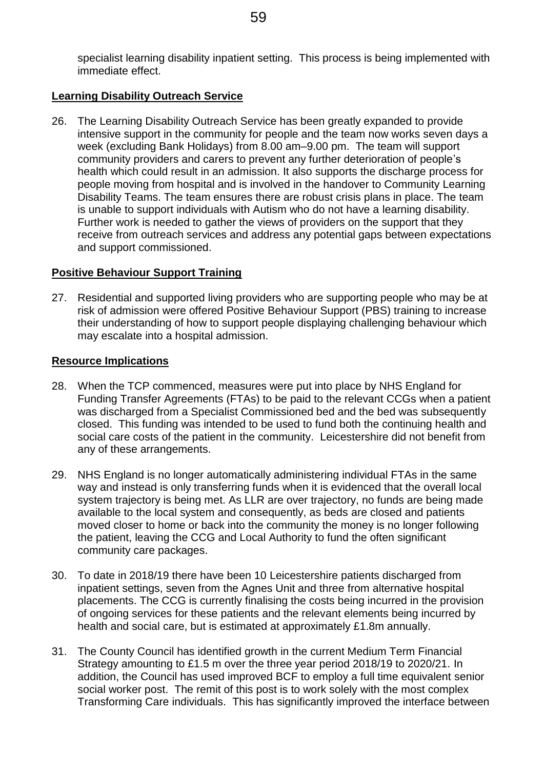specialist learning disability inpatient setting. This process is being implemented with immediate effect.

**Learning Disability Outreach Service**

26. The Learning Disability Outreach Service has been greatly expanded to provide intensive support in the community for people and the team now works seven days a week (excluding Bank Holidays) from 8.00 am–9.00 pm. The team will support community providers and carers to prevent any further deterioration of people's health which could result in an admission. It also supports the discharge process for people moving from hospital and is involved in the handover to Community Learning Disability Teams. The team ensures there are robust crisis plans in place. The team is unable to support individuals with Autism who do not have a learning disability. Further work is needed to gather the views of providers on the support that they receive from outreach services and address any potential gaps between expectations and support commissioned.

**Positive Behaviour Support Training**

27. Residential and supported living providers who are supporting people who may be at risk of admission were offered Positive Behaviour Support (PBS) training to increase their understanding of how to support people displaying challenging behaviour which may escalate into a hospital admission.

**Resource Implications**

28. When the TCP commenced, measures were put into place by NHS England for Funding Transfer Agreements (FTAs) to be paid to the relevant CCGs when a patient was discharged from a Specialist Commissioned bed and the bed was subsequently closed. This funding was intended to be used to fund both the continuing health and social care costs of the patient in the community. Leicestershire did not benefit from any of these arrangements.

29. NHS England is no longer automatically administering individual FTAs in the same way and instead is only transferring funds when it is evidenced that the overall local system trajectory is being met. As LLR are over trajectory, no funds are being made available to the local system and consequently, as beds are closed and patients moved closer to home or back into the community the money is no longer following the patient, leaving the CCG and Local Authority to fund the often significant community care packages.

30. To date in 2018/19 there have been 10 Leicestershire patients discharged from inpatient settings, seven from the Agnes Unit and three from alternative hospital placements. The CCG is currently finalising the costs being incurred in the provision of ongoing services for these patients and the relevant elements being incurred by health and social care, but is estimated at approximately £1.8m annually.

31. The County Council has identified growth in the current Medium Term Financial Strategy amounting to £1.5 m over the three year period 2018/19 to 2020/21. In addition, the Council has used improved BCF to employ a full time equivalent senior social worker post. The remit of this post is to work solely with the most complex Transforming Care individuals. This has significantly improved the interface between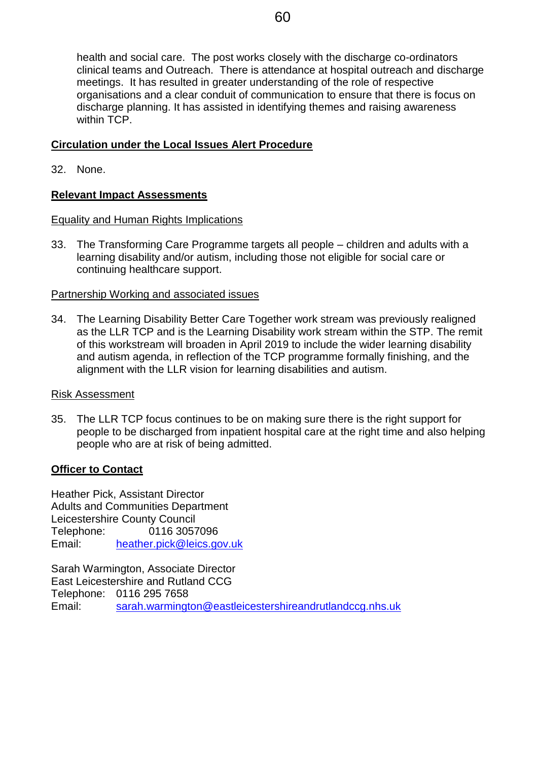health and social care. The post works closely with the discharge co-ordinators clinical teams and Outreach. There is attendance at hospital outreach and discharge meetings. It has resulted in greater understanding of the role of respective organisations and a clear conduit of communication to ensure that there is focus on discharge planning. It has assisted in identifying themes and raising awareness within TCP.

## **Circulation under the Local Issues Alert Procedure**

32. None.

## **Relevant Impact Assessments**

### Equality and Human Rights Implications

33. The Transforming Care Programme targets all people – children and adults with a learning disability and/or autism, including those not eligible for social care or continuing healthcare support.

### Partnership Working and associated issues

34. The Learning Disability Better Care Together work stream was previously realigned as the LLR TCP and is the Learning Disability work stream within the STP. The remit of this workstream will broaden in April 2019 to include the wider learning disability and autism agenda, in reflection of the TCP programme formally finishing, and the alignment with the LLR vision for learning disabilities and autism.

### Risk Assessment

35. The LLR TCP focus continues to be on making sure there is the right support for people to be discharged from inpatient hospital care at the right time and also helping people who are at risk of being admitted.

## **Officer to Contact**

Heather Pick, Assistant Director
Adults and Communities Department
Leicestershire County Council
Telephone: 0116 3057096
Email: heather.pick@leics.gov.uk

Sarah Warmington, Associate Director
East Leicestershire and Rutland CCG
Telephone: 0116 295 7658
Email: sarah.warmington@eastleicestershireandrutlandccg.nhs.uk